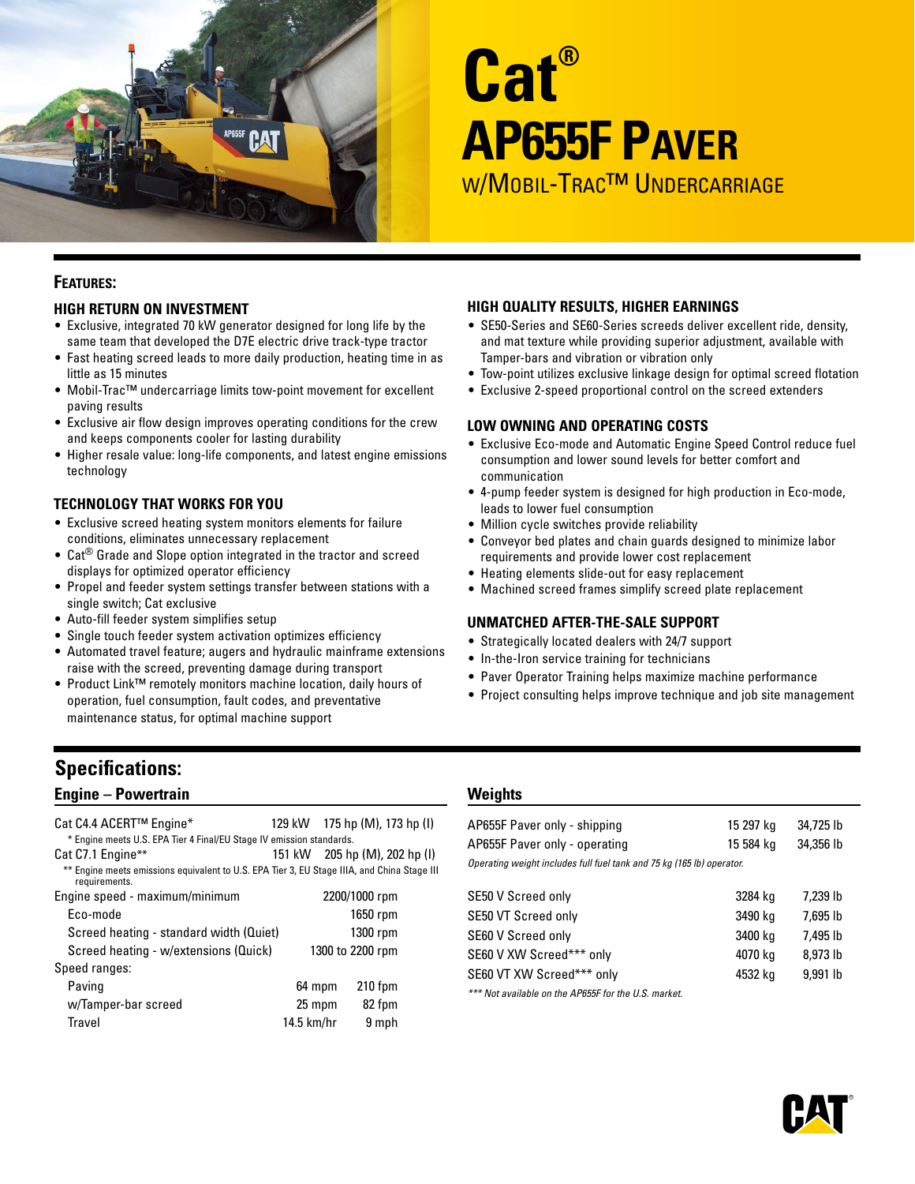# Cat®

# AP655F Paver

## w/Mobil-Trac™ Undercarriage

## Features:

### HIGH RETURN ON INVESTMENT

- Exclusive, integrated 70 kW generator designed for long life by the same team that developed the D7E electric drive track-type tractor
- Fast heating screed leads to more daily production, heating time in as little as 15 minutes
- Mobil-Trac™ undercarriage limits tow-point movement for excellent paving results
- Exclusive air flow design improves operating conditions for the crew and keeps components cooler for lasting durability
- Higher resale value: long-life components, and latest engine emissions technology

### TECHNOLOGY THAT WORKS FOR YOU

- Exclusive screed heating system monitors elements for failure conditions, eliminates unnecessary replacement
- Cat® Grade and Slope option integrated in the tractor and screed displays for optimized operator efficiency
- Propel and feeder system settings transfer between stations with a single switch; Cat exclusive
- Auto-fill feeder system simplifies setup
- Single touch feeder system activation optimizes efficiency
- Automated travel feature; augers and hydraulic mainframe extensions raise with the screed, preventing damage during transport
- Product Link™ remotely monitors machine location, daily hours of operation, fuel consumption, fault codes, and preventative maintenance status, for optimal machine support

### HIGH QUALITY RESULTS, HIGHER EARNINGS

- SE50-Series and SE60-Series screeds deliver excellent ride, density, and mat texture while providing superior adjustment, available with Tamper-bars and vibration or vibration only
- Tow-point utilizes exclusive linkage design for optimal screed flotation
- Exclusive 2-speed proportional control on the screed extenders

### LOW OWNING AND OPERATING COSTS

- Exclusive Eco-mode and Automatic Engine Speed Control reduce fuel consumption and lower sound levels for better comfort and communication
- 4-pump feeder system is designed for high production in Eco-mode, leads to lower fuel consumption
- Million cycle switches provide reliability
- Conveyor bed plates and chain guards designed to minimize labor requirements and provide lower cost replacement
- Heating elements slide-out for easy replacement
- Machined screed frames simplify screed plate replacement

### UNMATCHED AFTER-THE-SALE SUPPORT

- Strategically located dealers with 24/7 support
- In-the-Iron service training for technicians
- Paver Operator Training helps maximize machine performance
- Project consulting helps improve technique and job site management

## Specifications:

### Engine – Powertrain

| | | |
|---|---|---|
| Cat C4.4 ACERT™ Engine* | 129 kW | 175 hp (M), 173 hp (I) |
| * Engine meets U.S. EPA Tier 4 Final/EU Stage IV emission standards. | | |
| Cat C7.1 Engine** | 151 kW | 205 hp (M), 202 hp (I) |
| ** Engine meets emissions equivalent to U.S. EPA Tier 3, EU Stage IIIA, and China Stage III requirements. | | |
| Engine speed - maximum/minimum | | 2200/1000 rpm |
| Eco-mode | | 1650 rpm |
| Screed heating - standard width (Quiet) | | 1300 rpm |
| Screed heating - w/extensions (Quick) | | 1300 to 2200 rpm |
| Speed ranges: | | |
| Paving | 64 mpm | 210 fpm |
| w/Tamper-bar screed | 25 mpm | 82 fpm |
| Travel | 14.5 km/hr | 9 mph |

### Weights

| | | |
|---|---|---|
| AP655F Paver only - shipping | 15 297 kg | 34,725 lb |
| AP655F Paver only - operating | 15 584 kg | 34,356 lb |

*Operating weight includes full fuel tank and 75 kg (165 lb) operator.*

| | | |
|---|---|---|
| SE50 V Screed only | 3284 kg | 7,239 lb |
| SE50 VT Screed only | 3490 kg | 7,695 lb |
| SE60 V Screed only | 3400 kg | 7,495 lb |
| SE60 V XW Screed*** only | 4070 kg | 8,973 lb |
| SE60 VT XW Screed*** only | 4532 kg | 9,991 lb |

*\*\*\* Not available on the AP655F for the U.S. market.*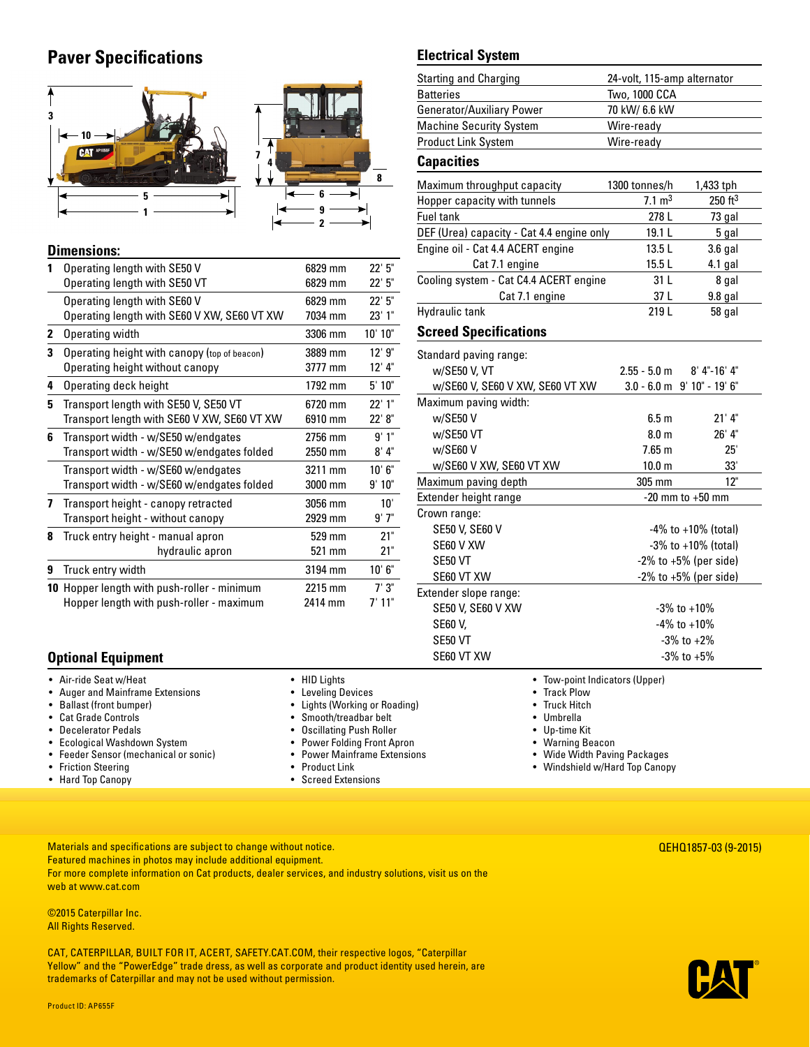# Paver Specifications

3
10
5
1
7
4
8
6
9
2

## Dimensions:

| | | | |
|---|---|---|---|
| 1 | Operating length with SE50 V | 6829 mm | 22' 5" |
| | Operating length with SE50 VT | 6829 mm | 22' 5" |
| | Operating length with SE60 V | 6829 mm | 22' 5" |
| | Operating length with SE60 V XW, SE60 VT XW | 7034 mm | 23' 1" |
| 2 | Operating width | 3306 mm | 10' 10" |
| 3 | Operating height with canopy (top of beacon) | 3889 mm | 12' 9" |
| | Operating height without canopy | 3777 mm | 12' 4" |
| 4 | Operating deck height | 1792 mm | 5' 10" |
| 5 | Transport length with SE50 V, SE50 VT | 6720 mm | 22' 1" |
| | Transport length with SE60 V XW, SE60 VT XW | 6910 mm | 22' 8" |
| 6 | Transport width - w/SE50 w/endgates | 2756 mm | 9' 1" |
| | Transport width - w/SE50 w/endgates folded | 2550 mm | 8' 4" |
| | Transport width - w/SE60 w/endgates | 3211 mm | 10' 6" |
| | Transport width - w/SE60 w/endgates folded | 3000 mm | 9' 10" |
| 7 | Transport height - canopy retracted | 3056 mm | 10' |
| | Transport height - without canopy | 2929 mm | 9' 7" |
| 8 | Truck entry height - manual apron | 529 mm | 21" |
| | hydraulic apron | 521 mm | 21" |
| 9 | Truck entry width | 3194 mm | 10' 6" |
| 10 | Hopper length with push-roller - minimum | 2215 mm | 7' 3" |
| | Hopper length with push-roller - maximum | 2414 mm | 7' 11" |

## Electrical System

| | |
|---|---|
| Starting and Charging | 24-volt, 115-amp alternator |
| Batteries | Two, 1000 CCA |
| Generator/Auxiliary Power | 70 kW/ 6.6 kW |
| Machine Security System | Wire-ready |
| Product Link System | Wire-ready |

## Capacities

| | | |
|---|---|---|
| Maximum throughput capacity | 1300 tonnes/h | 1,433 tph |
| Hopper capacity with tunnels | 7.1 m³ | 250 ft³ |
| Fuel tank | 278 L | 73 gal |
| DEF (Urea) capacity - Cat 4.4 engine only | 19.1 L | 5 gal |
| Engine oil - Cat 4.4 ACERT engine | 13.5 L | 3.6 gal |
| Cat 7.1 engine | 15.5 L | 4.1 gal |
| Cooling system - Cat C4.4 ACERT engine | 31 L | 8 gal |
| Cat 7.1 engine | 37 L | 9.8 gal |
| Hydraulic tank | 219 L | 58 gal |

## Screed Specifications

| | | |
|---|---|---|
| Standard paving range: | | |
| w/SE50 V, VT | 2.55 - 5.0 m | 8' 4"-16' 4" |
| w/SE60 V, SE60 V XW, SE60 VT XW | 3.0 - 6.0 m | 9' 10" - 19' 6" |
| Maximum paving width: | | |
| w/SE50 V | 6.5 m | 21' 4" |
| w/SE50 VT | 8.0 m | 26' 4" |
| w/SE60 V | 7.65 m | 25' |
| w/SE60 V XW, SE60 VT XW | 10.0 m | 33' |
| Maximum paving depth | 305 mm | 12" |
| Extender height range | -20 mm to +50 mm | |
| Crown range: | | |
| SE50 V, SE60 V | -4% to +10% (total) | |
| SE60 V XW | -3% to +10% (total) | |
| SE50 VT | -2% to +5% (per side) | |
| SE60 VT XW | -2% to +5% (per side) | |
| Extender slope range: | | |
| SE50 V, SE60 V XW | -3% to +10% | |
| SE60 V, | -4% to +10% | |
| SE50 VT | -3% to +2% | |
| SE60 VT XW | -3% to +5% | |

## Optional Equipment

- Air-ride Seat w/Heat
- Auger and Mainframe Extensions
- Ballast (front bumper)
- Cat Grade Controls
- Decelerator Pedals
- Ecological Washdown System
- Feeder Sensor (mechanical or sonic)
- Friction Steering
- Hard Top Canopy
- HID Lights
- Leveling Devices
- Lights (Working or Roading)
- Smooth/treadbar belt
- Oscillating Push Roller
- Power Folding Front Apron
- Power Mainframe Extensions
- Product Link
- Screed Extensions
- Tow-point Indicators (Upper)
- Track Plow
- Truck Hitch
- Umbrella
- Up-time Kit
- Warning Beacon
- Wide Width Paving Packages
- Windshield w/Hard Top Canopy

Materials and specifications are subject to change without notice.
Featured machines in photos may include additional equipment.
For more complete information on Cat products, dealer services, and industry solutions, visit us on the web at www.cat.com

©2015 Caterpillar Inc.
All Rights Reserved.

CAT, CATERPILLAR, BUILT FOR IT, ACERT, SAFETY.CAT.COM, their respective logos, "Caterpillar Yellow" and the "PowerEdge" trade dress, as well as corporate and product identity used herein, are trademarks of Caterpillar and may not be used without permission.

QEHQ1857-03 (9-2015)

Product ID: AP655F